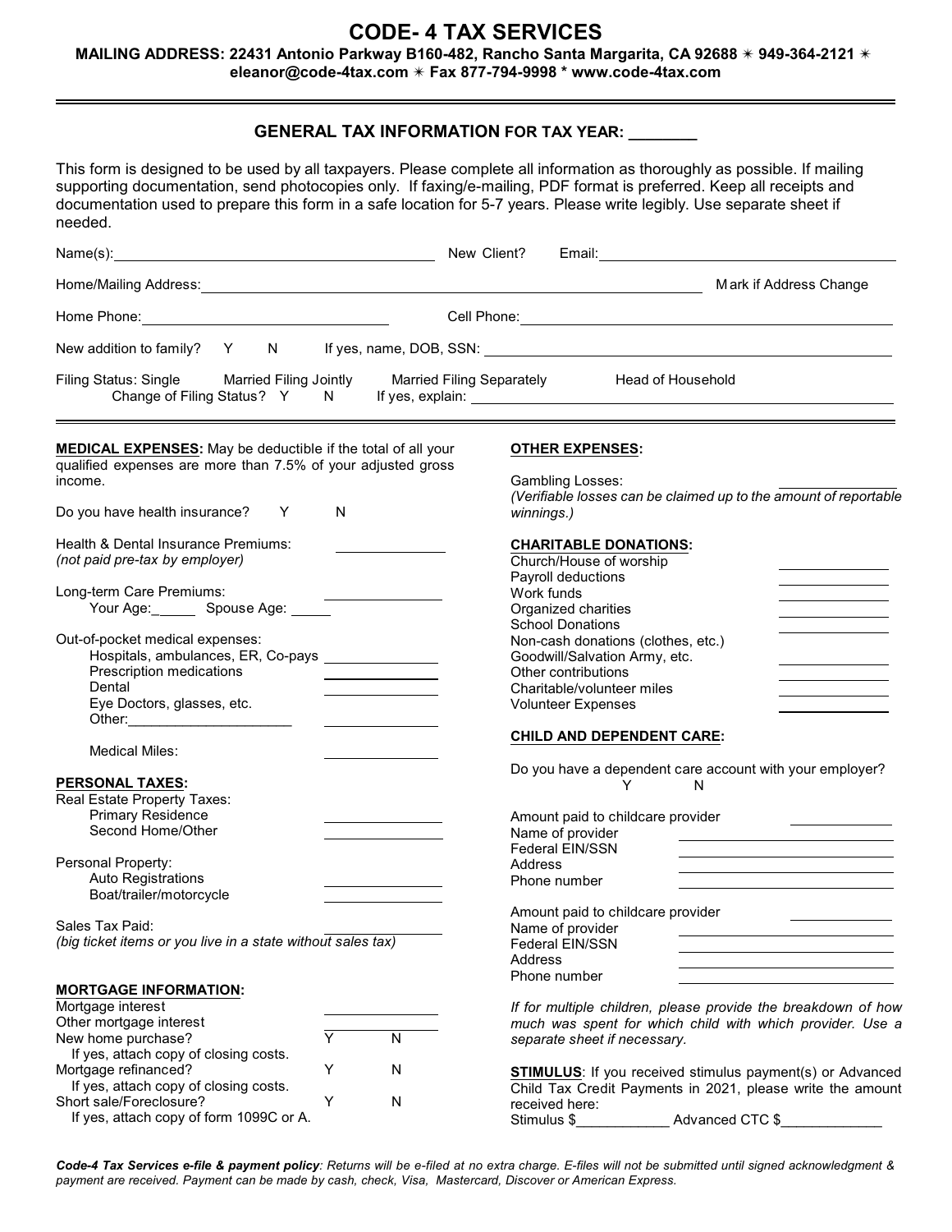# CODE- 4 TAX SERVICES

**MAILING ADDRESS: 22431 Antonio Parkway B160-482, Rancho Santa Margarita, CA 92688 ✴ 949-364-2121 ✴ eleanor@code-4tax.com ✴ Fax 877-794-9998 * www.code-4tax.com**

## GENERAL TAX INFORMATION FOR TAX YEAR: _______

This form is designed to be used by all taxpayers. Please complete all information as thoroughly as possible. If mailing supporting documentation, send photocopies only. If faxing/e-mailing, PDF format is preferred. Keep all receipts and documentation used to prepare this form in a safe location for 5-7 years. Please write legibly. Use separate sheet if needed.

Name(s): ______________________ New Client? Email: ______________________

Home/Mailing Address: ______________________ Mark if Address Change

Home Phone: ______________________ Cell Phone: ______________________

New addition to family? Y N If yes, name, DOB, SSN: ______________________

Filing Status: Single Married Filing Jointly Married Filing Separately Head of Household
Change of Filing Status? Y N If yes, explain: ______________________

**MEDICAL EXPENSES:** May be deductible if the total of all your qualified expenses are more than 7.5% of your adjusted gross income.

Do you have health insurance? Y N

Health & Dental Insurance Premiums: _______
*(not paid pre-tax by employer)*

Long-term Care Premiums: _______
Your Age:_____ Spouse Age: _____

Out-of-pocket medical expenses:
- Hospitals, ambulances, ER, Co-pays _______
- Prescription medications _______
- Dental _______
- Eye Doctors, glasses, etc. _______
- Other:_____________________ _______

Medical Miles: _______

**PERSONAL TAXES:**

Real Estate Property Taxes:
- Primary Residence _______
- Second Home/Other _______

Personal Property:
- Auto Registrations _______
- Boat/trailer/motorcycle _______

Sales Tax Paid: _______
*(big ticket items or you live in a state without sales tax)*

**MORTGAGE INFORMATION:**

Mortgage interest _______
Other mortgage interest _______
New home purchase? Y N
If yes, attach copy of closing costs.
Mortgage refinanced? Y N
If yes, attach copy of closing costs.
Short sale/Foreclosure? Y N
If yes, attach copy of form 1099C or A.

**OTHER EXPENSES:**

Gambling Losses: _______
*(Verifiable losses can be claimed up to the amount of reportable winnings.)*

**CHARITABLE DONATIONS:**

- Church/House of worship _______
- Payroll deductions _______
- Work funds _______
- Organized charities _______
- School Donations _______
- Non-cash donations (clothes, etc.)
- Goodwill/Salvation Army, etc. _______
- Other contributions _______
- Charitable/volunteer miles _______
- Volunteer Expenses _______

**CHILD AND DEPENDENT CARE:**

Do you have a dependent care account with your employer?
Y N

Amount paid to childcare provider _______
Name of provider _______
Federal EIN/SSN _______
Address _______
Phone number _______

Amount paid to childcare provider _______
Name of provider _______
Federal EIN/SSN _______
Address _______
Phone number _______

*If for multiple children, please provide the breakdown of how much was spent for which child with which provider. Use a separate sheet if necessary.*

**STIMULUS**: If you received stimulus payment(s) or Advanced Child Tax Credit Payments in 2021, please write the amount received here:
Stimulus $____________ Advanced CTC $_____________

***Code-4 Tax Services e-file & payment policy**: Returns will be e-filed at no extra charge. E-files will not be submitted until signed acknowledgment & payment are received. Payment can be made by cash, check, Visa, Mastercard, Discover or American Express.*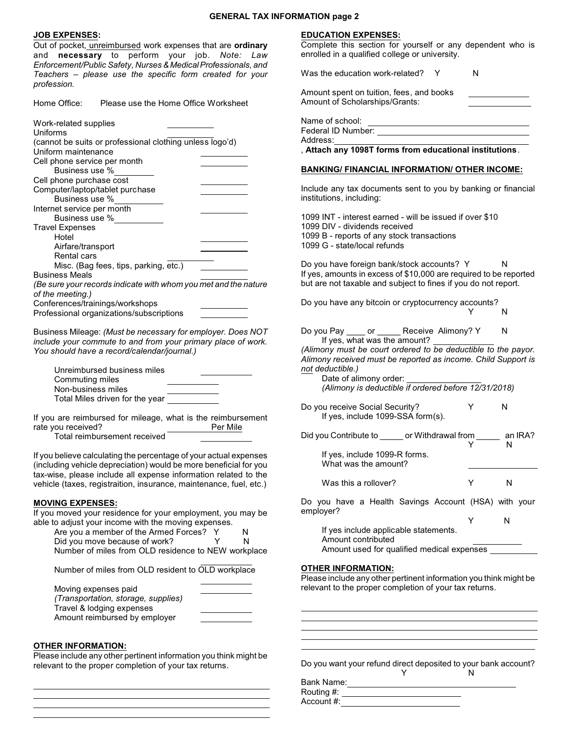# GENERAL TAX INFORMATION page 2

## JOB EXPENSES:

Out of pocket, unreimbursed work expenses that are **ordinary** and **necessary** to perform your job. *Note: Law Enforcement/Public Safety, Nurses & Medical Professionals, and Teachers – please use the specific form created for your profession.*

Home Office: Please use the Home Office Worksheet

Work-related supplies ________
Uniforms ________
(cannot be suits or professional clothing unless logo'd)
Uniform maintenance ________
Cell phone service per month ________
  Business use %________
Cell phone purchase cost ________
Computer/laptop/tablet purchase ________
  Business use %________
Internet service per month ________
  Business use %________
Travel Expenses
  Hotel ________
  Airfare/transport ________
  Rental cars ________
  Misc. (Bag fees, tips, parking, etc.) ________
Business Meals ________
*(Be sure your records indicate with whom you met and the nature of the meeting.)*
Conferences/trainings/workshops ________
Professional organizations/subscriptions ________

Business Mileage: *(Must be necessary for employer. Does NOT include your commute to and from your primary place of work. You should have a record/calendar/journal.)*

  Unreimbursed business miles ________
  Commuting miles ________
  Non-business miles ________
  Total Miles driven for the year ________

If you are reimbursed for mileage, what is the reimbursement rate you received? ________ Per Mile
  Total reimbursement received ________

If you believe calculating the percentage of your actual expenses (including vehicle depreciation) would be more beneficial for you tax-wise, please include all expense information related to the vehicle (taxes, registraition, insurance, maintenance, fuel, etc.)

## MOVING EXPENSES:

If you moved your residence for your employment, you may be able to adjust your income with the moving expenses.

  Are you a member of the Armed Forces? Y N
  Did you move because of work? Y N
  Number of miles from OLD residence to NEW workplace ________

  Number of miles from OLD resident to OLD workplace ________

  Moving expenses paid ________
  *(Transportation, storage, supplies)*
  Travel & lodging expenses ________
  Amount reimbursed by employer ________

## OTHER INFORMATION:

Please include any other pertinent information you think might be relevant to the proper completion of your tax returns.

________________________________________
________________________________________
________________________________________
________________________________________

## EDUCATION EXPENSES:

Complete this section for yourself or any dependent who is enrolled in a qualified college or university.

Was the education work-related? Y N

Amount spent on tuition, fees, and books ________
Amount of Scholarships/Grants: ________

Name of school: ________________________
Federal ID Number: ________________________
Address: ________________________
, **Attach any 1098T forms from educational institutions**.

## BANKING/ FINANCIAL INFORMATION/ OTHER INCOME:

Include any tax documents sent to you by banking or financial institutions, including:

1099 INT - interest earned - will be issued if over $10
1099 DIV - dividends received
1099 B - reports of any stock transactions
1099 G - state/local refunds

Do you have foreign bank/stock accounts? Y N
If yes, amounts in excess of $10,000 are required to be reported but are not taxable and subject to fines if you do not report.

Do you have any bitcoin or cryptocurrency accounts?
Y N

Do you Pay ____ or _____ Receive Alimony? Y N
  If yes, what was the amount? ________
*(Alimony must be court ordered to be deductible to the payor. Alimony received must be reported as income. Child Support is not deductible.)*
  Date of alimony order: ________
  *(Alimony is deductible if ordered before 12/31/2018)*

Do you receive Social Security? Y N
  If yes, include 1099-SSA form(s).

Did you Contribute to _____ or Withdrawal from _____ an IRA?
Y N
  If yes, include 1099-R forms.
  What was the amount? ________

  Was this a rollover? Y N

Do you have a Health Savings Account (HSA) with your employer?
Y N
  If yes include applicable statements.
  Amount contributed ________
  Amount used for qualified medical expenses ________

## OTHER INFORMATION:

Please include any other pertinent information you think might be relevant to the proper completion of your tax returns.

________________________________________
________________________________________
________________________________________
________________________________________
________________________________________

Do you want your refund direct deposited to your bank account?
Y N
Bank Name: ________________________
Routing #: ________________________
Account #: ________________________